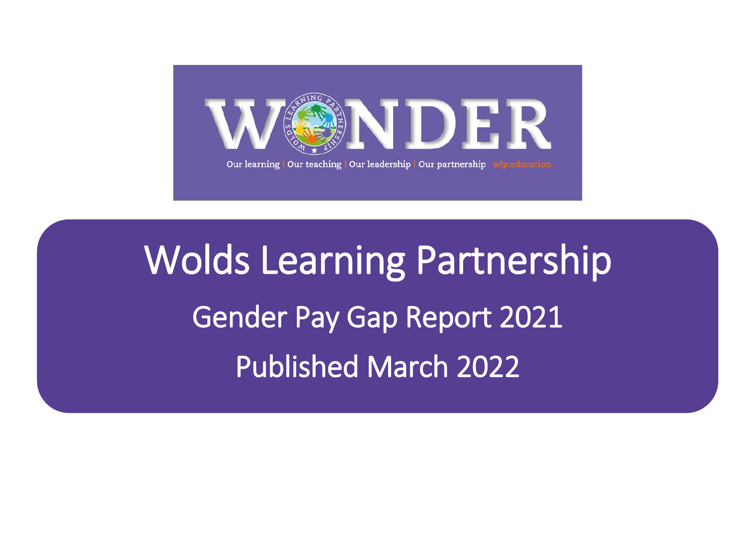WONDER

Our learning | Our teaching | Our leadership | Our partnership wlp.education

# Wolds Learning Partnership

## Gender Pay Gap Report 2021

## Published March 2022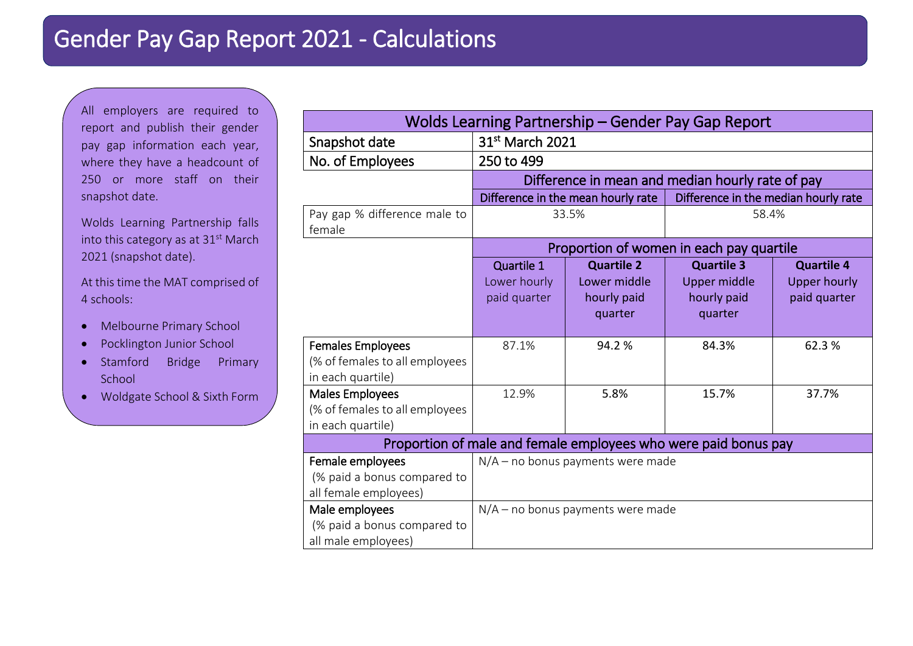# Gender Pay Gap Report 2021 - Calculations

All employers are required to report and publish their gender pay gap information each year, where they have a headcount of 250 or more staff on their snapshot date.

Wolds Learning Partnership falls into this category as at 31st March 2021 (snapshot date).

At this time the MAT comprised of 4 schools:

- Melbourne Primary School
- Pocklington Junior School
- Stamford Bridge Primary School
- Woldgate School & Sixth Form

| Wolds Learning Partnership – Gender Pay Gap Report | | | | |
|---|---|---|---|---|
| Snapshot date | 31st March 2021 | | | |
| No. of Employees | 250 to 499 | | | |
| | Difference in mean and median hourly rate of pay | | | |
| | Difference in the mean hourly rate | | Difference in the median hourly rate | |
| Pay gap % difference male to female | 33.5% | | 58.4% | |
| | Proportion of women in each pay quartile | | | |
| | **Quartile 1** Lower hourly paid quarter | **Quartile 2** Lower middle hourly paid quarter | **Quartile 3** Upper middle hourly paid quarter | **Quartile 4** Upper hourly paid quarter |
| Females Employees (% of females to all employees in each quartile) | 87.1% | 94.2 % | 84.3% | 62.3 % |
| Males Employees (% of females to all employees in each quartile) | 12.9% | 5.8% | 15.7% | 37.7% |
| Proportion of male and female employees who were paid bonus pay | | | | |
| Female employees (% paid a bonus compared to all female employees) | N/A – no bonus payments were made | | | |
| Male employees (% paid a bonus compared to all male employees) | N/A – no bonus payments were made | | | |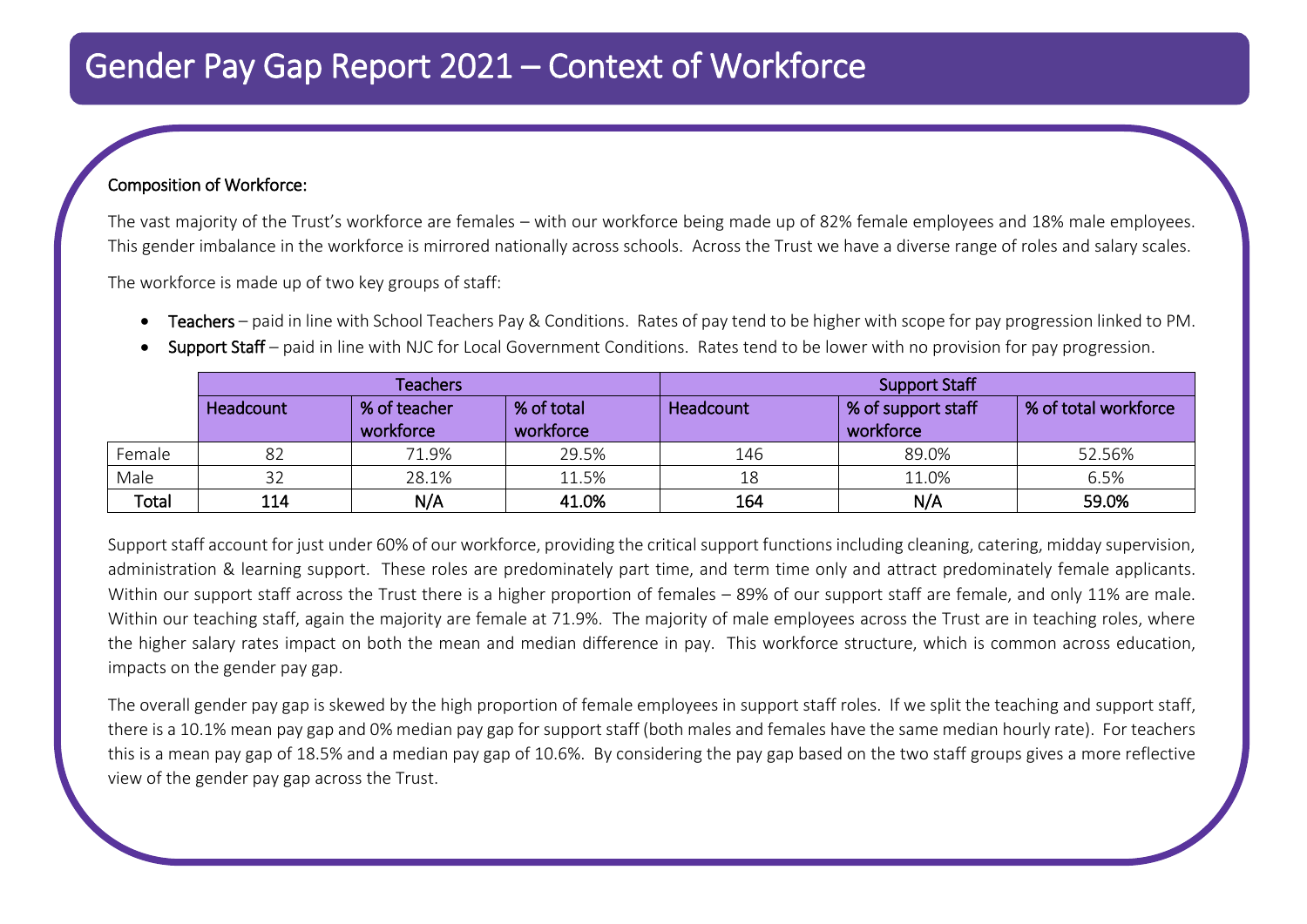# Gender Pay Gap Report 2021 – Context of Workforce

Composition of Workforce:

The vast majority of the Trust's workforce are females – with our workforce being made up of 82% female employees and 18% male employees. This gender imbalance in the workforce is mirrored nationally across schools. Across the Trust we have a diverse range of roles and salary scales.

The workforce is made up of two key groups of staff:

- **Teachers** – paid in line with School Teachers Pay & Conditions. Rates of pay tend to be higher with scope for pay progression linked to PM.
- **Support Staff** – paid in line with NJC for Local Government Conditions. Rates tend to be lower with no provision for pay progression.

| | Teachers | | | Support Staff | | |
|---|---|---|---|---|---|---|
| | Headcount | % of teacher workforce | % of total workforce | Headcount | % of support staff workforce | % of total workforce |
| Female | 82 | 71.9% | 29.5% | 146 | 89.0% | 52.56% |
| Male | 32 | 28.1% | 11.5% | 18 | 11.0% | 6.5% |
| **Total** | **114** | **N/A** | **41.0%** | **164** | **N/A** | **59.0%** |

Support staff account for just under 60% of our workforce, providing the critical support functions including cleaning, catering, midday supervision, administration & learning support. These roles are predominately part time, and term time only and attract predominately female applicants. Within our support staff across the Trust there is a higher proportion of females – 89% of our support staff are female, and only 11% are male. Within our teaching staff, again the majority are female at 71.9%. The majority of male employees across the Trust are in teaching roles, where the higher salary rates impact on both the mean and median difference in pay. This workforce structure, which is common across education, impacts on the gender pay gap.

The overall gender pay gap is skewed by the high proportion of female employees in support staff roles. If we split the teaching and support staff, there is a 10.1% mean pay gap and 0% median pay gap for support staff (both males and females have the same median hourly rate). For teachers this is a mean pay gap of 18.5% and a median pay gap of 10.6%. By considering the pay gap based on the two staff groups gives a more reflective view of the gender pay gap across the Trust.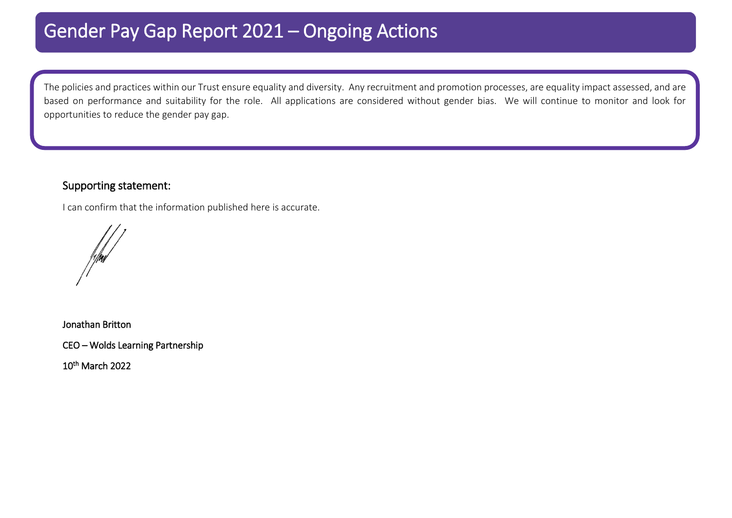# Gender Pay Gap Report 2021 – Ongoing Actions

The policies and practices within our Trust ensure equality and diversity. Any recruitment and promotion processes, are equality impact assessed, and are based on performance and suitability for the role. All applications are considered without gender bias. We will continue to monitor and look for opportunities to reduce the gender pay gap.

## Supporting statement:

I can confirm that the information published here is accurate.

Jonathan Britton

CEO – Wolds Learning Partnership

10th March 2022